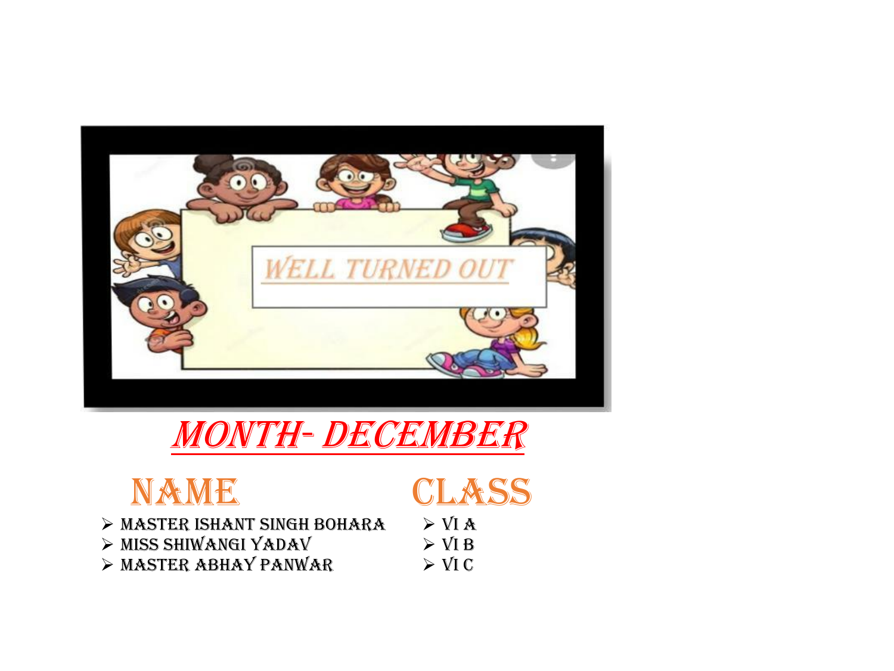WELL TURNED OUT

# MONTH- DECEMBER

| NAME | CLASS |
| --- | --- |
| MASTER ISHANT SINGH BOHARA | VI A |
| MISS SHIWANGI YADAV | VI B |
| MASTER ABHAY PANWAR | VI C |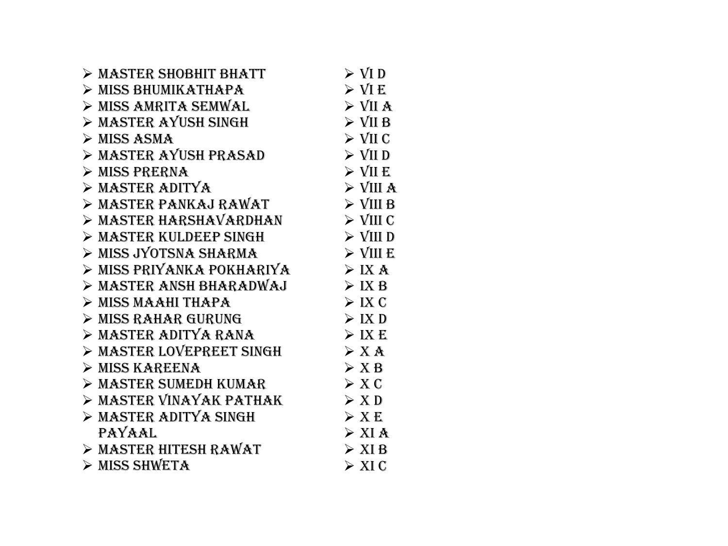- MASTER SHOBHIT BHATT
- MISS BHUMIKATHAPA
- MISS AMRITA SEMWAL
- MASTER AYUSH SINGH
- MISS ASMA
- MASTER AYUSH PRASAD
- MISS PRERNA
- MASTER ADITYA
- MASTER PANKAJ RAWAT
- MASTER HARSHAVARDHAN
- MASTER KULDEEP SINGH
- MISS JYOTSNA SHARMA
- MISS PRIYANKA POKHARIYA
- MASTER ANSH BHARADWAJ
- MISS MAAHI THAPA
- MISS RAHAR GURUNG
- MASTER ADITYA RANA
- MASTER LOVEPREET SINGH
- MISS KAREENA
- MASTER SUMEDH KUMAR
- MASTER VINAYAK PATHAK
- MASTER ADITYA SINGH
  PAYAAL
- MASTER HITESH RAWAT
- MISS SHWETA

- VI D
- VI E
- VII A
- VII B
- VII C
- VII D
- VII E
- VIII A
- VIII B
- VIII C
- VIII D
- VIII E
- IX A
- IX B
- IX C
- IX D
- IX E
- X A
- X B
- X C
- X D
- X E
- XI A
- XI B
- XI C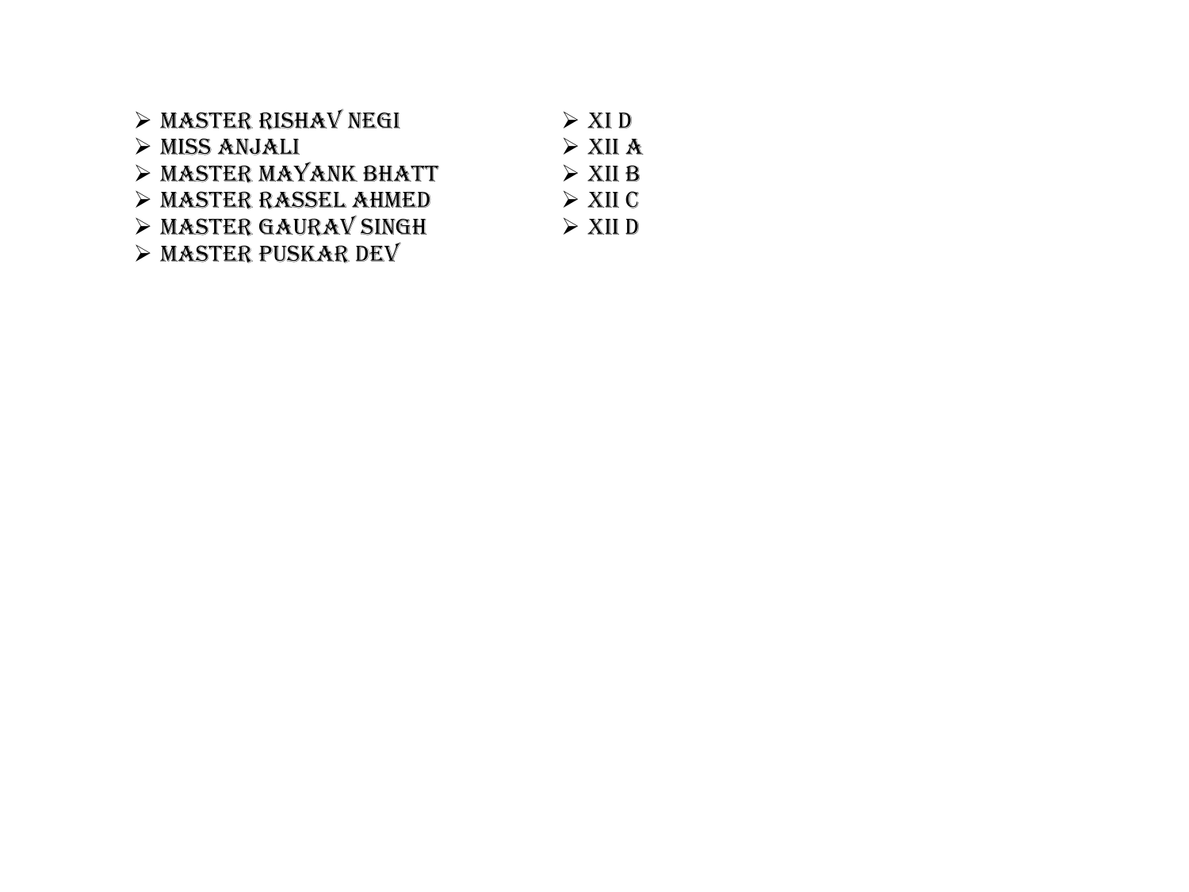- MASTER RISHAV NEGI
- MISS ANJALI
- MASTER MAYANK BHATT
- MASTER RASSEL AHMED
- MASTER GAURAV SINGH
- MASTER PUSKAR DEV

- XI D
- XII A
- XII B
- XII C
- XII D